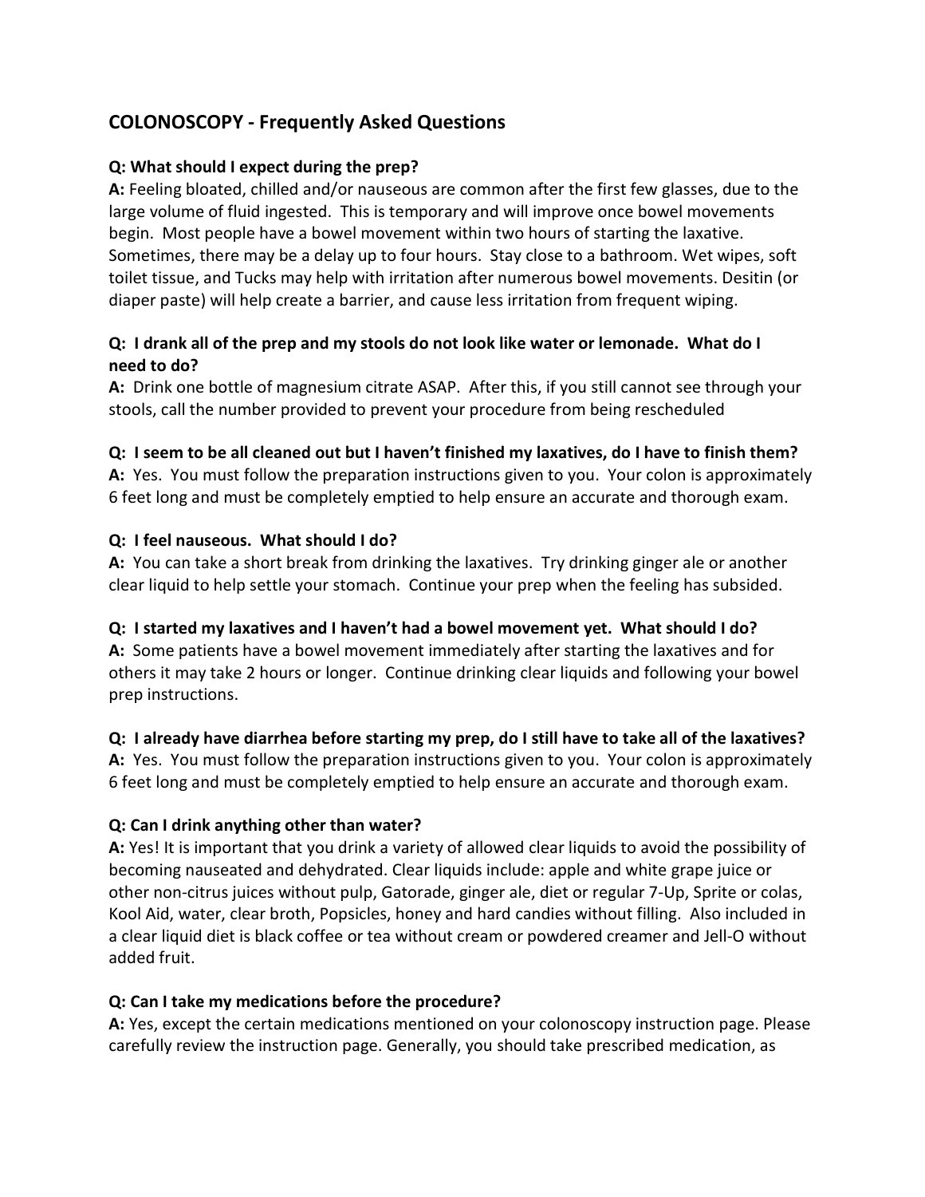## COLONOSCOPY - Frequently Asked Questions

**Q: What should I expect during the prep?**
**A:** Feeling bloated, chilled and/or nauseous are common after the first few glasses, due to the large volume of fluid ingested. This is temporary and will improve once bowel movements begin. Most people have a bowel movement within two hours of starting the laxative. Sometimes, there may be a delay up to four hours. Stay close to a bathroom. Wet wipes, soft toilet tissue, and Tucks may help with irritation after numerous bowel movements. Desitin (or diaper paste) will help create a barrier, and cause less irritation from frequent wiping.

**Q: I drank all of the prep and my stools do not look like water or lemonade. What do I need to do?**
**A:** Drink one bottle of magnesium citrate ASAP. After this, if you still cannot see through your stools, call the number provided to prevent your procedure from being rescheduled

**Q: I seem to be all cleaned out but I haven't finished my laxatives, do I have to finish them?**
**A:** Yes. You must follow the preparation instructions given to you. Your colon is approximately 6 feet long and must be completely emptied to help ensure an accurate and thorough exam.

**Q: I feel nauseous. What should I do?**
**A:** You can take a short break from drinking the laxatives. Try drinking ginger ale or another clear liquid to help settle your stomach. Continue your prep when the feeling has subsided.

**Q: I started my laxatives and I haven't had a bowel movement yet. What should I do?**
**A:** Some patients have a bowel movement immediately after starting the laxatives and for others it may take 2 hours or longer. Continue drinking clear liquids and following your bowel prep instructions.

**Q: I already have diarrhea before starting my prep, do I still have to take all of the laxatives?**
**A:** Yes. You must follow the preparation instructions given to you. Your colon is approximately 6 feet long and must be completely emptied to help ensure an accurate and thorough exam.

**Q: Can I drink anything other than water?**
**A:** Yes! It is important that you drink a variety of allowed clear liquids to avoid the possibility of becoming nauseated and dehydrated. Clear liquids include: apple and white grape juice or other non-citrus juices without pulp, Gatorade, ginger ale, diet or regular 7-Up, Sprite or colas, Kool Aid, water, clear broth, Popsicles, honey and hard candies without filling. Also included in a clear liquid diet is black coffee or tea without cream or powdered creamer and Jell-O without added fruit.

**Q: Can I take my medications before the procedure?**
**A:** Yes, except the certain medications mentioned on your colonoscopy instruction page. Please carefully review the instruction page. Generally, you should take prescribed medication, as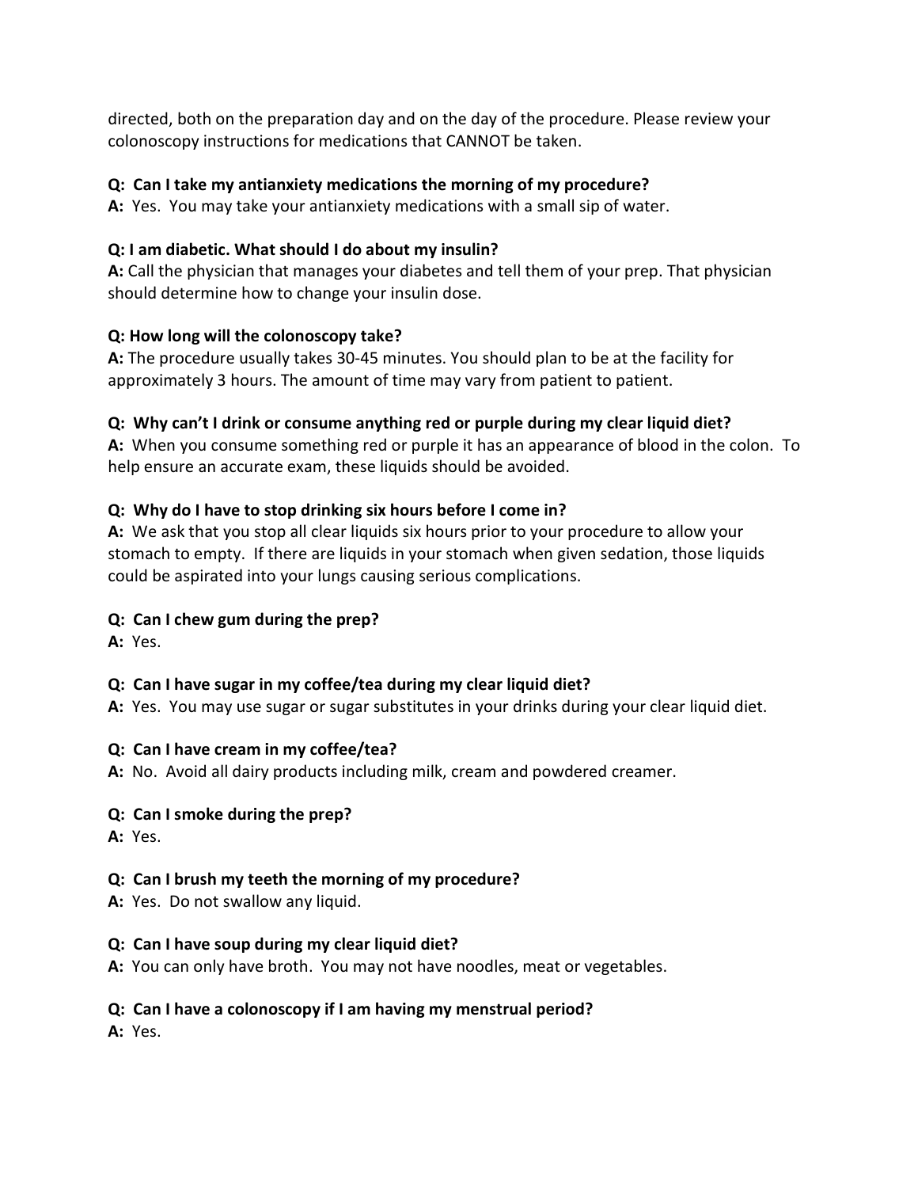directed, both on the preparation day and on the day of the procedure. Please review your colonoscopy instructions for medications that CANNOT be taken.

**Q: Can I take my antianxiety medications the morning of my procedure?**
**A:** Yes. You may take your antianxiety medications with a small sip of water.

**Q: I am diabetic. What should I do about my insulin?**
**A:** Call the physician that manages your diabetes and tell them of your prep. That physician should determine how to change your insulin dose.

**Q: How long will the colonoscopy take?**
**A:** The procedure usually takes 30-45 minutes. You should plan to be at the facility for approximately 3 hours. The amount of time may vary from patient to patient.

**Q: Why can't I drink or consume anything red or purple during my clear liquid diet?**
**A:** When you consume something red or purple it has an appearance of blood in the colon. To help ensure an accurate exam, these liquids should be avoided.

**Q: Why do I have to stop drinking six hours before I come in?**
**A:** We ask that you stop all clear liquids six hours prior to your procedure to allow your stomach to empty. If there are liquids in your stomach when given sedation, those liquids could be aspirated into your lungs causing serious complications.

**Q: Can I chew gum during the prep?**
**A:** Yes.

**Q: Can I have sugar in my coffee/tea during my clear liquid diet?**
**A:** Yes. You may use sugar or sugar substitutes in your drinks during your clear liquid diet.

**Q: Can I have cream in my coffee/tea?**
**A:** No. Avoid all dairy products including milk, cream and powdered creamer.

**Q: Can I smoke during the prep?**
**A:** Yes.

**Q: Can I brush my teeth the morning of my procedure?**
**A:** Yes. Do not swallow any liquid.

**Q: Can I have soup during my clear liquid diet?**
**A:** You can only have broth. You may not have noodles, meat or vegetables.

**Q: Can I have a colonoscopy if I am having my menstrual period?**
**A:** Yes.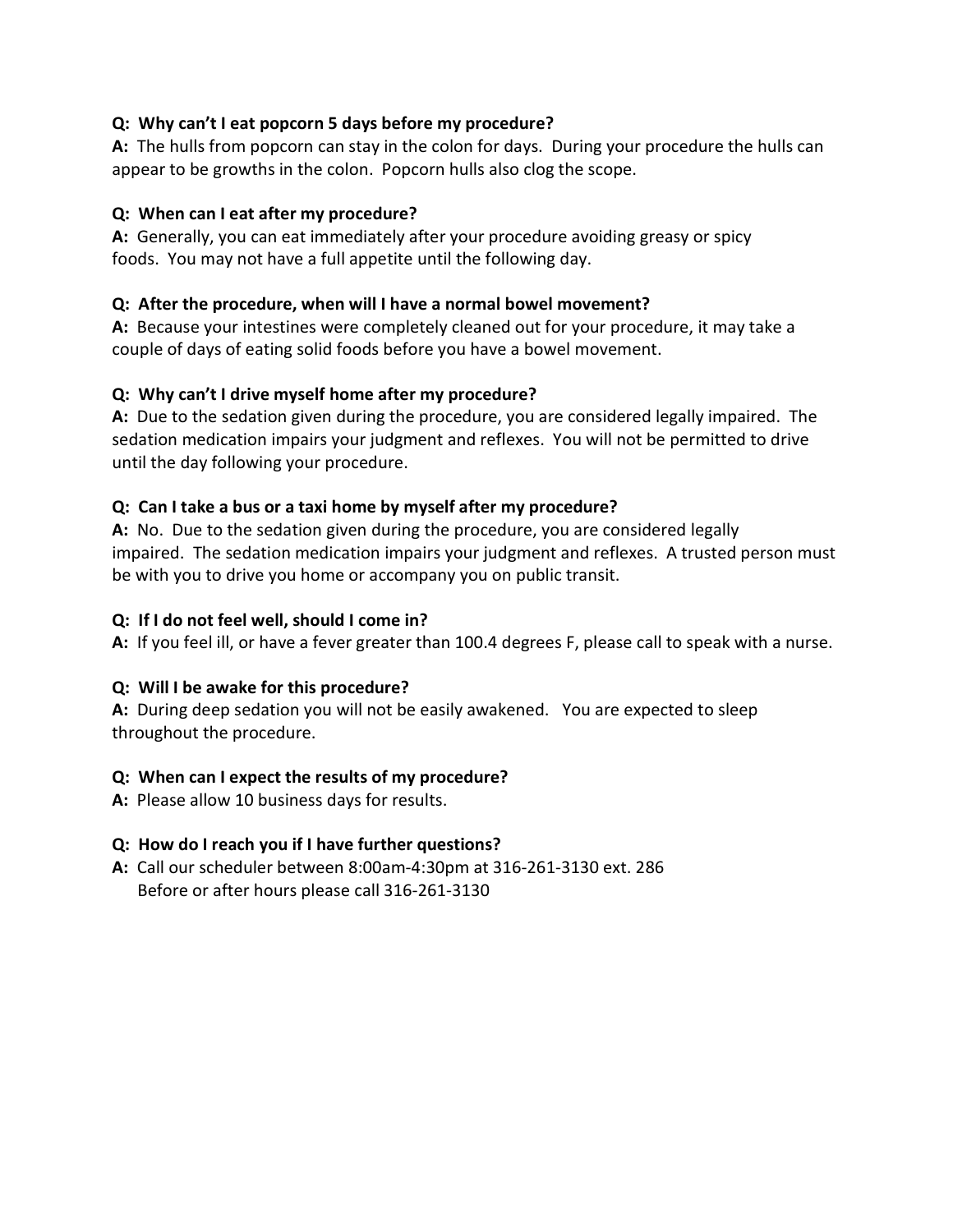**Q: Why can't I eat popcorn 5 days before my procedure?**
**A:** The hulls from popcorn can stay in the colon for days. During your procedure the hulls can appear to be growths in the colon. Popcorn hulls also clog the scope.

**Q: When can I eat after my procedure?**
**A:** Generally, you can eat immediately after your procedure avoiding greasy or spicy foods. You may not have a full appetite until the following day.

**Q: After the procedure, when will I have a normal bowel movement?**
**A:** Because your intestines were completely cleaned out for your procedure, it may take a couple of days of eating solid foods before you have a bowel movement.

**Q: Why can't I drive myself home after my procedure?**
**A:** Due to the sedation given during the procedure, you are considered legally impaired. The sedation medication impairs your judgment and reflexes. You will not be permitted to drive until the day following your procedure.

**Q: Can I take a bus or a taxi home by myself after my procedure?**
**A:** No. Due to the sedation given during the procedure, you are considered legally impaired. The sedation medication impairs your judgment and reflexes. A trusted person must be with you to drive you home or accompany you on public transit.

**Q: If I do not feel well, should I come in?**
**A:** If you feel ill, or have a fever greater than 100.4 degrees F, please call to speak with a nurse.

**Q: Will I be awake for this procedure?**
**A:** During deep sedation you will not be easily awakened. You are expected to sleep throughout the procedure.

**Q: When can I expect the results of my procedure?**
**A:** Please allow 10 business days for results.

**Q: How do I reach you if I have further questions?**
**A:** Call our scheduler between 8:00am-4:30pm at 316-261-3130 ext. 286
Before or after hours please call 316-261-3130